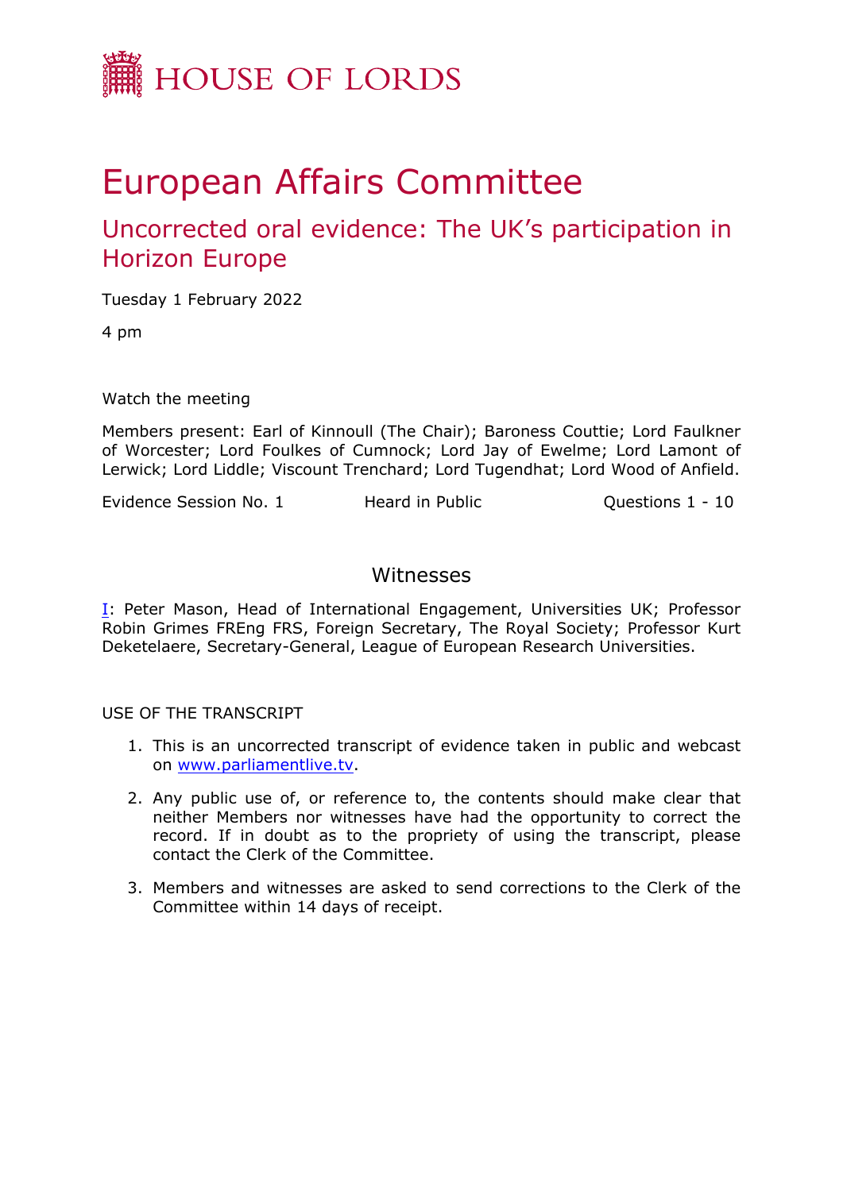HOUSE OF LORDS

# European Affairs Committee

## Uncorrected oral evidence: The UK's participation in Horizon Europe

Tuesday 1 February 2022

4 pm

Watch the meeting

Members present: Earl of Kinnoull (The Chair); Baroness Couttie; Lord Faulkner of Worcester; Lord Foulkes of Cumnock; Lord Jay of Ewelme; Lord Lamont of Lerwick; Lord Liddle; Viscount Trenchard; Lord Tugendhat; Lord Wood of Anfield.

Evidence Session No. 1 | Heard in Public | Questions 1 - 10

### Witnesses

I: Peter Mason, Head of International Engagement, Universities UK; Professor Robin Grimes FREng FRS, Foreign Secretary, The Royal Society; Professor Kurt Deketelaere, Secretary-General, League of European Research Universities.

USE OF THE TRANSCRIPT

1. This is an uncorrected transcript of evidence taken in public and webcast on www.parliamentlive.tv.
2. Any public use of, or reference to, the contents should make clear that neither Members nor witnesses have had the opportunity to correct the record. If in doubt as to the propriety of using the transcript, please contact the Clerk of the Committee.
3. Members and witnesses are asked to send corrections to the Clerk of the Committee within 14 days of receipt.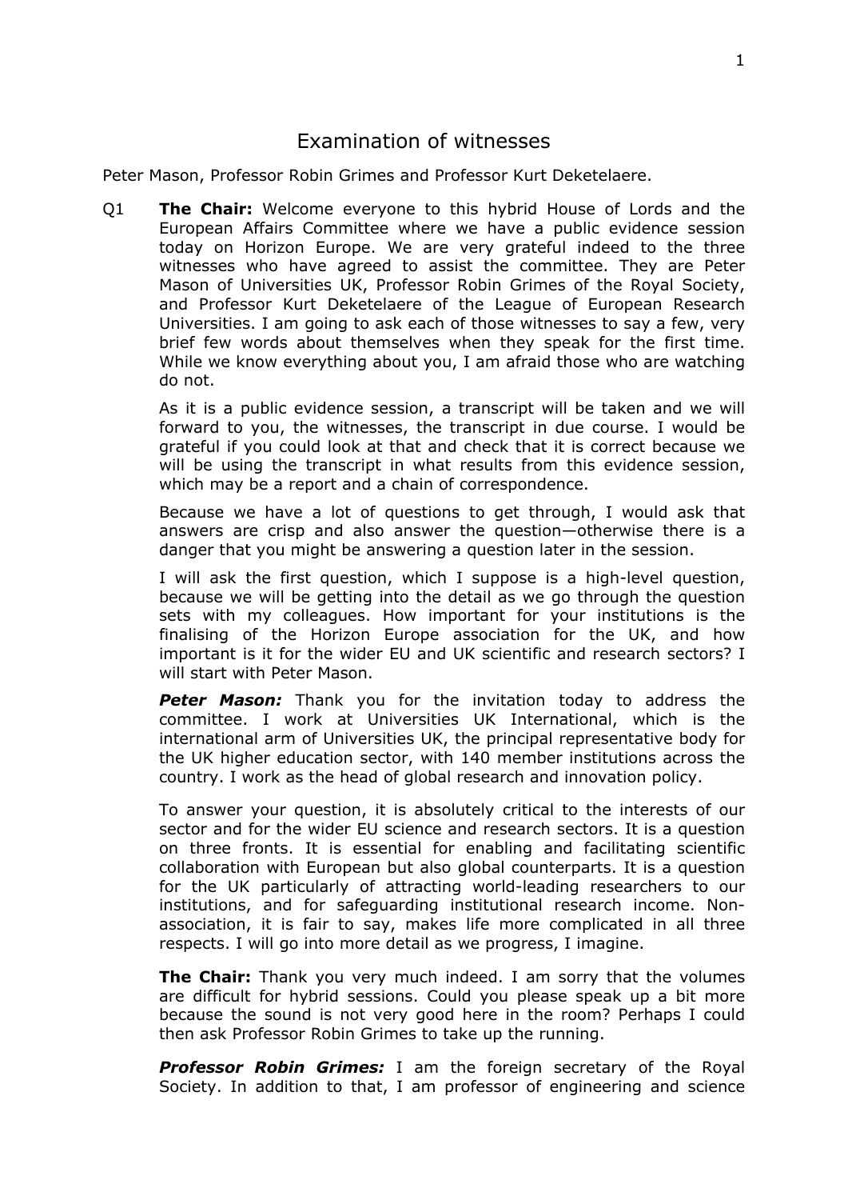# Examination of witnesses

Peter Mason, Professor Robin Grimes and Professor Kurt Deketelaere.

Q1 **The Chair:** Welcome everyone to this hybrid House of Lords and the European Affairs Committee where we have a public evidence session today on Horizon Europe. We are very grateful indeed to the three witnesses who have agreed to assist the committee. They are Peter Mason of Universities UK, Professor Robin Grimes of the Royal Society, and Professor Kurt Deketelaere of the League of European Research Universities. I am going to ask each of those witnesses to say a few, very brief few words about themselves when they speak for the first time. While we know everything about you, I am afraid those who are watching do not.

As it is a public evidence session, a transcript will be taken and we will forward to you, the witnesses, the transcript in due course. I would be grateful if you could look at that and check that it is correct because we will be using the transcript in what results from this evidence session, which may be a report and a chain of correspondence.

Because we have a lot of questions to get through, I would ask that answers are crisp and also answer the question—otherwise there is a danger that you might be answering a question later in the session.

I will ask the first question, which I suppose is a high-level question, because we will be getting into the detail as we go through the question sets with my colleagues. How important for your institutions is the finalising of the Horizon Europe association for the UK, and how important is it for the wider EU and UK scientific and research sectors? I will start with Peter Mason.

***Peter Mason:*** Thank you for the invitation today to address the committee. I work at Universities UK International, which is the international arm of Universities UK, the principal representative body for the UK higher education sector, with 140 member institutions across the country. I work as the head of global research and innovation policy.

To answer your question, it is absolutely critical to the interests of our sector and for the wider EU science and research sectors. It is a question on three fronts. It is essential for enabling and facilitating scientific collaboration with European but also global counterparts. It is a question for the UK particularly of attracting world-leading researchers to our institutions, and for safeguarding institutional research income. Non-association, it is fair to say, makes life more complicated in all three respects. I will go into more detail as we progress, I imagine.

**The Chair:** Thank you very much indeed. I am sorry that the volumes are difficult for hybrid sessions. Could you please speak up a bit more because the sound is not very good here in the room? Perhaps I could then ask Professor Robin Grimes to take up the running.

***Professor Robin Grimes:*** I am the foreign secretary of the Royal Society. In addition to that, I am professor of engineering and science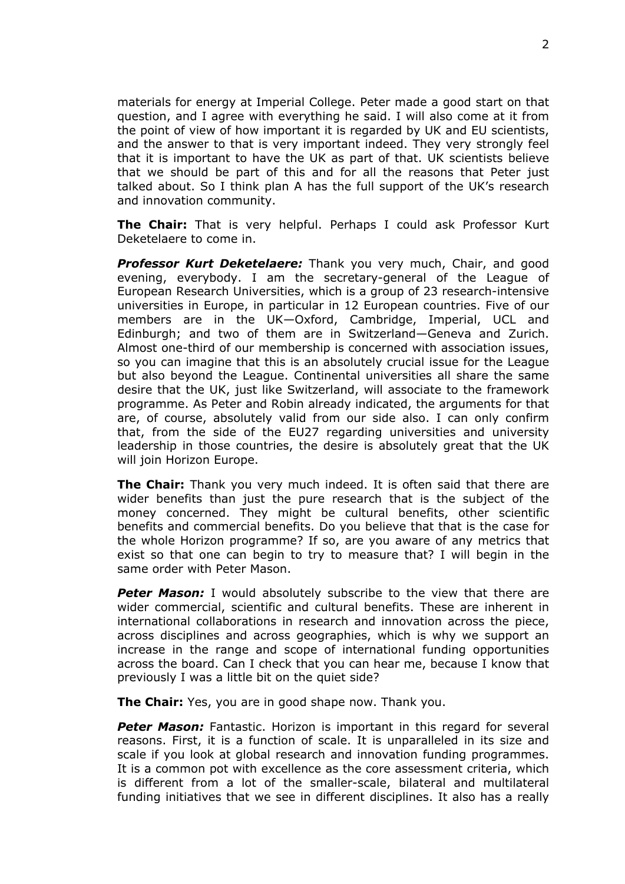materials for energy at Imperial College. Peter made a good start on that question, and I agree with everything he said. I will also come at it from the point of view of how important it is regarded by UK and EU scientists, and the answer to that is very important indeed. They very strongly feel that it is important to have the UK as part of that. UK scientists believe that we should be part of this and for all the reasons that Peter just talked about. So I think plan A has the full support of the UK's research and innovation community.

**The Chair:** That is very helpful. Perhaps I could ask Professor Kurt Deketelaere to come in.

***Professor Kurt Deketelaere:*** Thank you very much, Chair, and good evening, everybody. I am the secretary-general of the League of European Research Universities, which is a group of 23 research-intensive universities in Europe, in particular in 12 European countries. Five of our members are in the UK—Oxford, Cambridge, Imperial, UCL and Edinburgh; and two of them are in Switzerland—Geneva and Zurich. Almost one-third of our membership is concerned with association issues, so you can imagine that this is an absolutely crucial issue for the League but also beyond the League. Continental universities all share the same desire that the UK, just like Switzerland, will associate to the framework programme. As Peter and Robin already indicated, the arguments for that are, of course, absolutely valid from our side also. I can only confirm that, from the side of the EU27 regarding universities and university leadership in those countries, the desire is absolutely great that the UK will join Horizon Europe.

**The Chair:** Thank you very much indeed. It is often said that there are wider benefits than just the pure research that is the subject of the money concerned. They might be cultural benefits, other scientific benefits and commercial benefits. Do you believe that that is the case for the whole Horizon programme? If so, are you aware of any metrics that exist so that one can begin to try to measure that? I will begin in the same order with Peter Mason.

***Peter Mason:*** I would absolutely subscribe to the view that there are wider commercial, scientific and cultural benefits. These are inherent in international collaborations in research and innovation across the piece, across disciplines and across geographies, which is why we support an increase in the range and scope of international funding opportunities across the board. Can I check that you can hear me, because I know that previously I was a little bit on the quiet side?

**The Chair:** Yes, you are in good shape now. Thank you.

***Peter Mason:*** Fantastic. Horizon is important in this regard for several reasons. First, it is a function of scale. It is unparalleled in its size and scale if you look at global research and innovation funding programmes. It is a common pot with excellence as the core assessment criteria, which is different from a lot of the smaller-scale, bilateral and multilateral funding initiatives that we see in different disciplines. It also has a really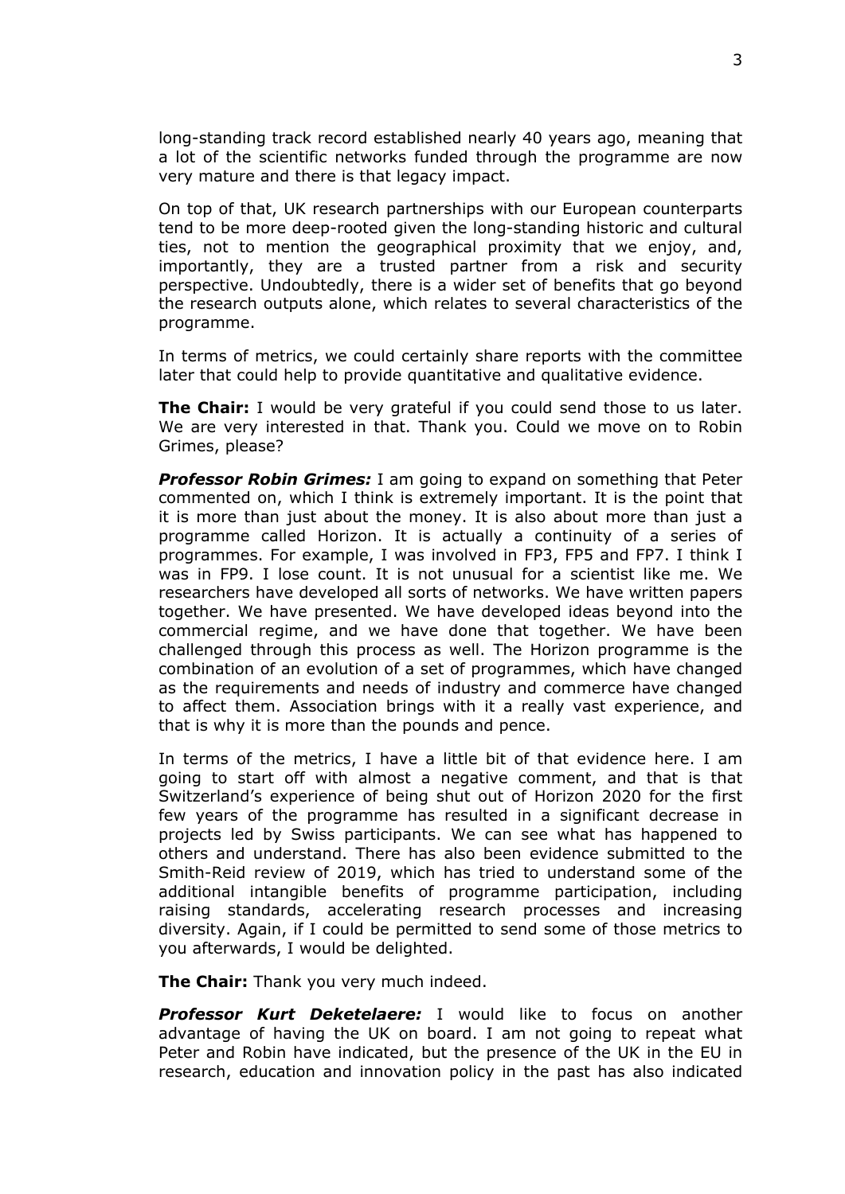long-standing track record established nearly 40 years ago, meaning that a lot of the scientific networks funded through the programme are now very mature and there is that legacy impact.

On top of that, UK research partnerships with our European counterparts tend to be more deep-rooted given the long-standing historic and cultural ties, not to mention the geographical proximity that we enjoy, and, importantly, they are a trusted partner from a risk and security perspective. Undoubtedly, there is a wider set of benefits that go beyond the research outputs alone, which relates to several characteristics of the programme.

In terms of metrics, we could certainly share reports with the committee later that could help to provide quantitative and qualitative evidence.

**The Chair:** I would be very grateful if you could send those to us later. We are very interested in that. Thank you. Could we move on to Robin Grimes, please?

***Professor Robin Grimes:*** I am going to expand on something that Peter commented on, which I think is extremely important. It is the point that it is more than just about the money. It is also about more than just a programme called Horizon. It is actually a continuity of a series of programmes. For example, I was involved in FP3, FP5 and FP7. I think I was in FP9. I lose count. It is not unusual for a scientist like me. We researchers have developed all sorts of networks. We have written papers together. We have presented. We have developed ideas beyond into the commercial regime, and we have done that together. We have been challenged through this process as well. The Horizon programme is the combination of an evolution of a set of programmes, which have changed as the requirements and needs of industry and commerce have changed to affect them. Association brings with it a really vast experience, and that is why it is more than the pounds and pence.

In terms of the metrics, I have a little bit of that evidence here. I am going to start off with almost a negative comment, and that is that Switzerland's experience of being shut out of Horizon 2020 for the first few years of the programme has resulted in a significant decrease in projects led by Swiss participants. We can see what has happened to others and understand. There has also been evidence submitted to the Smith-Reid review of 2019, which has tried to understand some of the additional intangible benefits of programme participation, including raising standards, accelerating research processes and increasing diversity. Again, if I could be permitted to send some of those metrics to you afterwards, I would be delighted.

**The Chair:** Thank you very much indeed.

***Professor Kurt Deketelaere:*** I would like to focus on another advantage of having the UK on board. I am not going to repeat what Peter and Robin have indicated, but the presence of the UK in the EU in research, education and innovation policy in the past has also indicated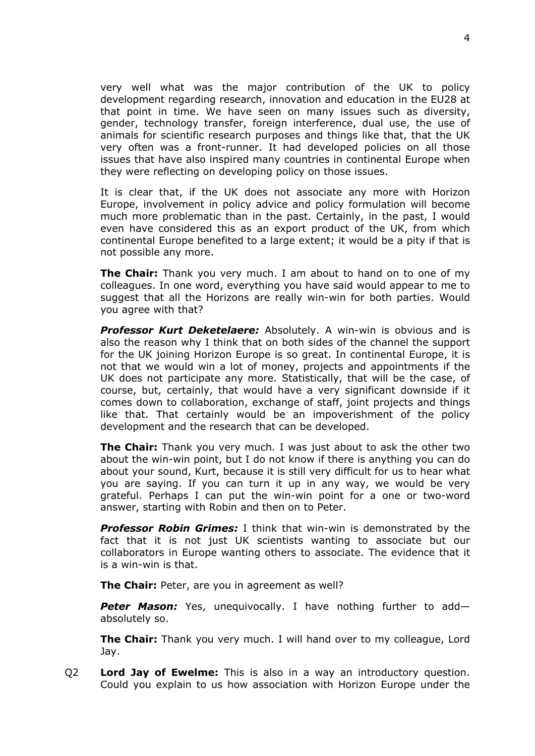very well what was the major contribution of the UK to policy development regarding research, innovation and education in the EU28 at that point in time. We have seen on many issues such as diversity, gender, technology transfer, foreign interference, dual use, the use of animals for scientific research purposes and things like that, that the UK very often was a front-runner. It had developed policies on all those issues that have also inspired many countries in continental Europe when they were reflecting on developing policy on those issues.

It is clear that, if the UK does not associate any more with Horizon Europe, involvement in policy advice and policy formulation will become much more problematic than in the past. Certainly, in the past, I would even have considered this as an export product of the UK, from which continental Europe benefited to a large extent; it would be a pity if that is not possible any more.

**The Chair:** Thank you very much. I am about to hand on to one of my colleagues. In one word, everything you have said would appear to me to suggest that all the Horizons are really win-win for both parties. Would you agree with that?

***Professor Kurt Deketelaere:*** Absolutely. A win-win is obvious and is also the reason why I think that on both sides of the channel the support for the UK joining Horizon Europe is so great. In continental Europe, it is not that we would win a lot of money, projects and appointments if the UK does not participate any more. Statistically, that will be the case, of course, but, certainly, that would have a very significant downside if it comes down to collaboration, exchange of staff, joint projects and things like that. That certainly would be an impoverishment of the policy development and the research that can be developed.

**The Chair:** Thank you very much. I was just about to ask the other two about the win-win point, but I do not know if there is anything you can do about your sound, Kurt, because it is still very difficult for us to hear what you are saying. If you can turn it up in any way, we would be very grateful. Perhaps I can put the win-win point for a one or two-word answer, starting with Robin and then on to Peter.

***Professor Robin Grimes:*** I think that win-win is demonstrated by the fact that it is not just UK scientists wanting to associate but our collaborators in Europe wanting others to associate. The evidence that it is a win-win is that.

**The Chair:** Peter, are you in agreement as well?

***Peter Mason:*** Yes, unequivocally. I have nothing further to add—absolutely so.

**The Chair:** Thank you very much. I will hand over to my colleague, Lord Jay.

Q2 **Lord Jay of Ewelme:** This is also in a way an introductory question. Could you explain to us how association with Horizon Europe under the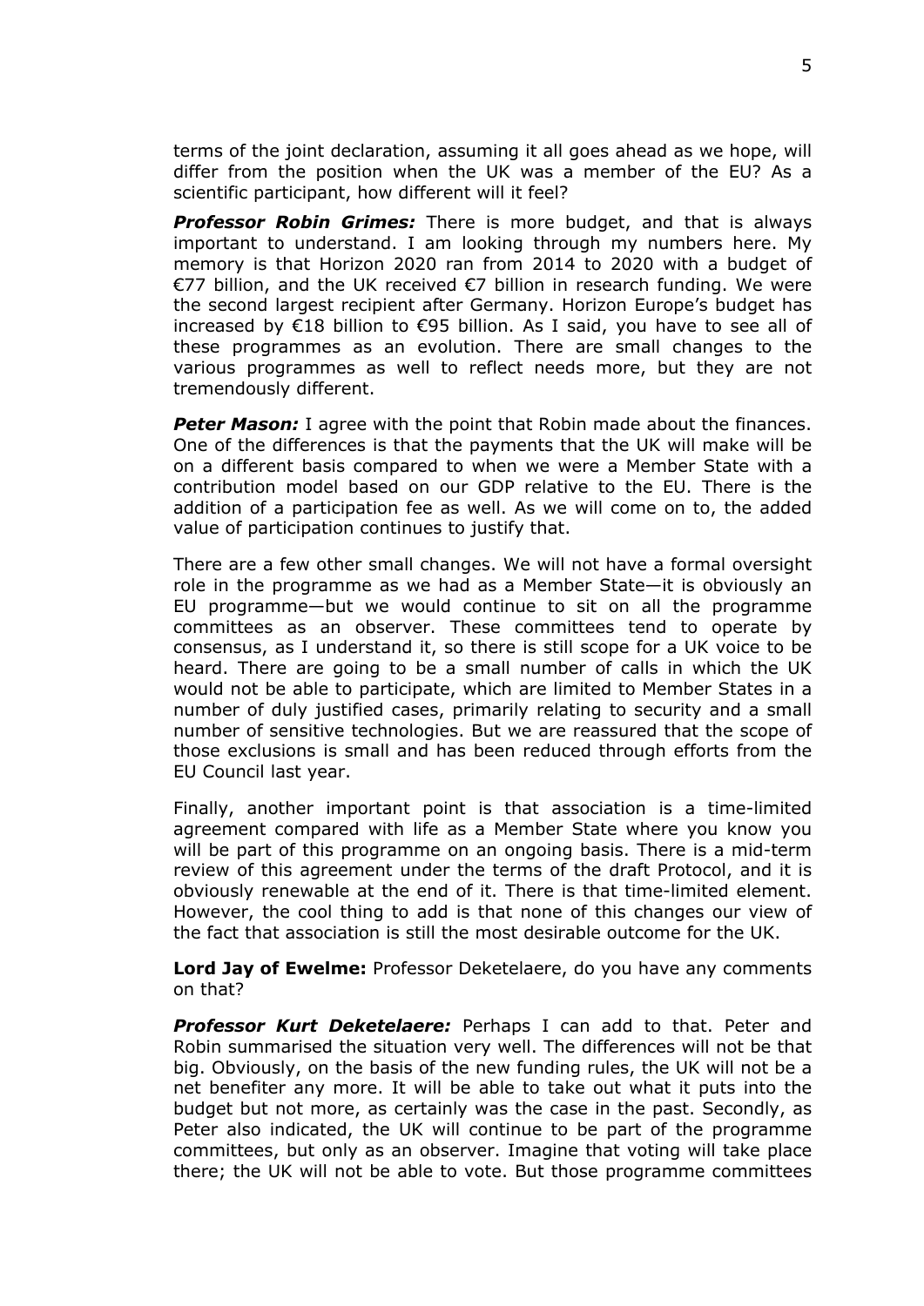terms of the joint declaration, assuming it all goes ahead as we hope, will differ from the position when the UK was a member of the EU? As a scientific participant, how different will it feel?

***Professor Robin Grimes:*** There is more budget, and that is always important to understand. I am looking through my numbers here. My memory is that Horizon 2020 ran from 2014 to 2020 with a budget of €77 billion, and the UK received €7 billion in research funding. We were the second largest recipient after Germany. Horizon Europe's budget has increased by €18 billion to €95 billion. As I said, you have to see all of these programmes as an evolution. There are small changes to the various programmes as well to reflect needs more, but they are not tremendously different.

***Peter Mason:*** I agree with the point that Robin made about the finances. One of the differences is that the payments that the UK will make will be on a different basis compared to when we were a Member State with a contribution model based on our GDP relative to the EU. There is the addition of a participation fee as well. As we will come on to, the added value of participation continues to justify that.

There are a few other small changes. We will not have a formal oversight role in the programme as we had as a Member State—it is obviously an EU programme—but we would continue to sit on all the programme committees as an observer. These committees tend to operate by consensus, as I understand it, so there is still scope for a UK voice to be heard. There are going to be a small number of calls in which the UK would not be able to participate, which are limited to Member States in a number of duly justified cases, primarily relating to security and a small number of sensitive technologies. But we are reassured that the scope of those exclusions is small and has been reduced through efforts from the EU Council last year.

Finally, another important point is that association is a time-limited agreement compared with life as a Member State where you know you will be part of this programme on an ongoing basis. There is a mid-term review of this agreement under the terms of the draft Protocol, and it is obviously renewable at the end of it. There is that time-limited element. However, the cool thing to add is that none of this changes our view of the fact that association is still the most desirable outcome for the UK.

**Lord Jay of Ewelme:** Professor Deketelaere, do you have any comments on that?

***Professor Kurt Deketelaere:*** Perhaps I can add to that. Peter and Robin summarised the situation very well. The differences will not be that big. Obviously, on the basis of the new funding rules, the UK will not be a net benefiter any more. It will be able to take out what it puts into the budget but not more, as certainly was the case in the past. Secondly, as Peter also indicated, the UK will continue to be part of the programme committees, but only as an observer. Imagine that voting will take place there; the UK will not be able to vote. But those programme committees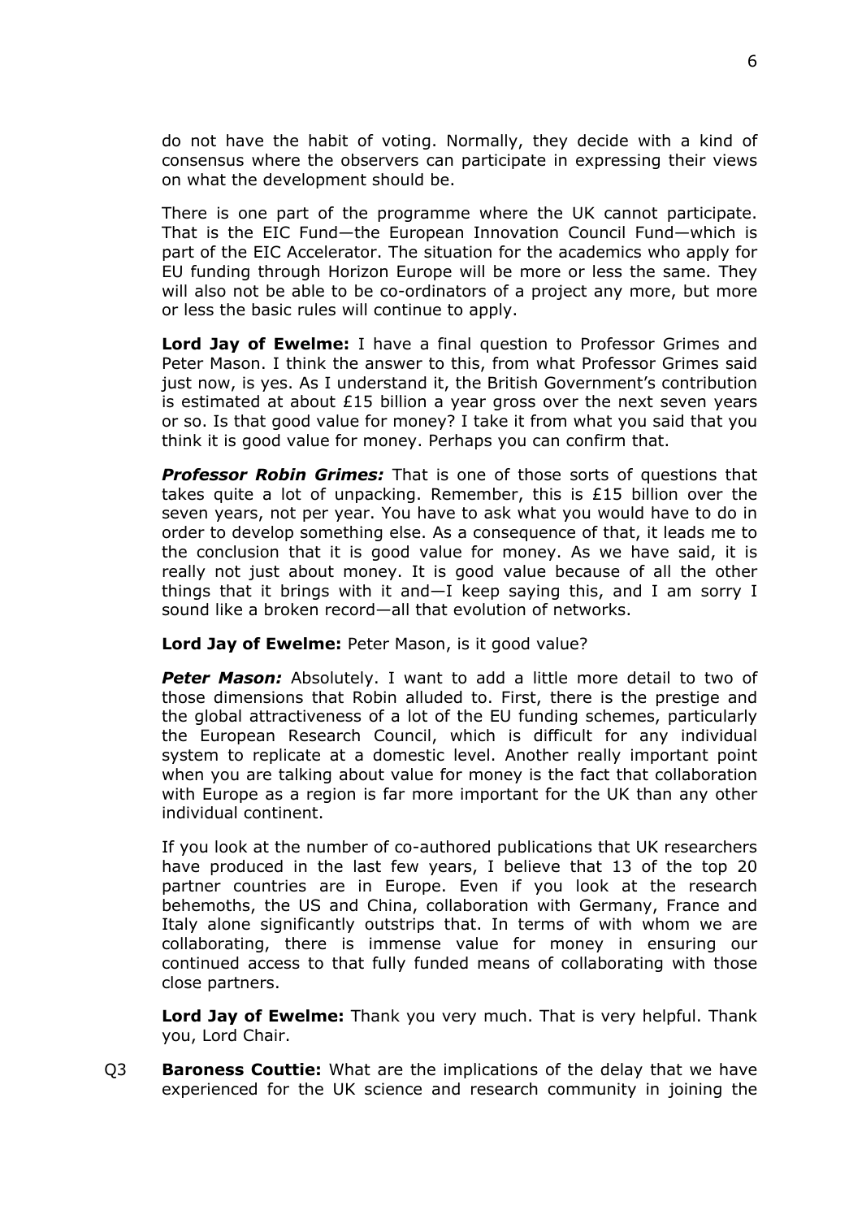do not have the habit of voting. Normally, they decide with a kind of consensus where the observers can participate in expressing their views on what the development should be.

There is one part of the programme where the UK cannot participate. That is the EIC Fund—the European Innovation Council Fund—which is part of the EIC Accelerator. The situation for the academics who apply for EU funding through Horizon Europe will be more or less the same. They will also not be able to be co-ordinators of a project any more, but more or less the basic rules will continue to apply.

**Lord Jay of Ewelme:** I have a final question to Professor Grimes and Peter Mason. I think the answer to this, from what Professor Grimes said just now, is yes. As I understand it, the British Government's contribution is estimated at about £15 billion a year gross over the next seven years or so. Is that good value for money? I take it from what you said that you think it is good value for money. Perhaps you can confirm that.

***Professor Robin Grimes:*** That is one of those sorts of questions that takes quite a lot of unpacking. Remember, this is £15 billion over the seven years, not per year. You have to ask what you would have to do in order to develop something else. As a consequence of that, it leads me to the conclusion that it is good value for money. As we have said, it is really not just about money. It is good value because of all the other things that it brings with it and—I keep saying this, and I am sorry I sound like a broken record—all that evolution of networks.

**Lord Jay of Ewelme:** Peter Mason, is it good value?

***Peter Mason:*** Absolutely. I want to add a little more detail to two of those dimensions that Robin alluded to. First, there is the prestige and the global attractiveness of a lot of the EU funding schemes, particularly the European Research Council, which is difficult for any individual system to replicate at a domestic level. Another really important point when you are talking about value for money is the fact that collaboration with Europe as a region is far more important for the UK than any other individual continent.

If you look at the number of co-authored publications that UK researchers have produced in the last few years, I believe that 13 of the top 20 partner countries are in Europe. Even if you look at the research behemoths, the US and China, collaboration with Germany, France and Italy alone significantly outstrips that. In terms of with whom we are collaborating, there is immense value for money in ensuring our continued access to that fully funded means of collaborating with those close partners.

**Lord Jay of Ewelme:** Thank you very much. That is very helpful. Thank you, Lord Chair.

Q3 **Baroness Couttie:** What are the implications of the delay that we have experienced for the UK science and research community in joining the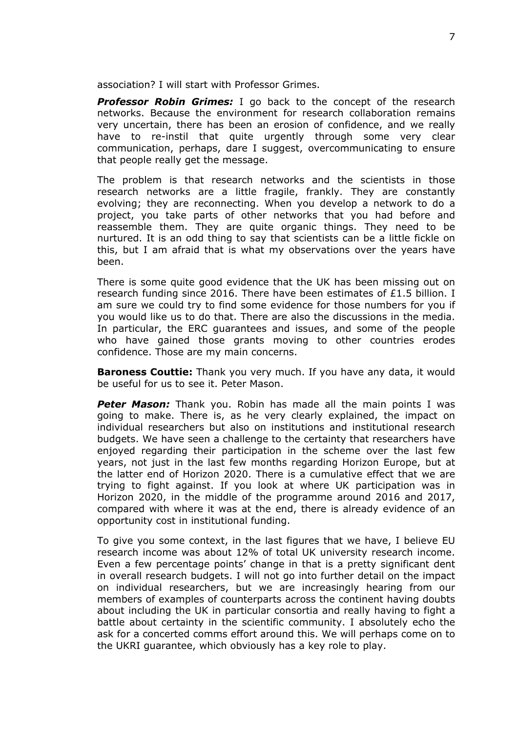association? I will start with Professor Grimes.

***Professor Robin Grimes:*** I go back to the concept of the research networks. Because the environment for research collaboration remains very uncertain, there has been an erosion of confidence, and we really have to re-instil that quite urgently through some very clear communication, perhaps, dare I suggest, overcommunicating to ensure that people really get the message.

The problem is that research networks and the scientists in those research networks are a little fragile, frankly. They are constantly evolving; they are reconnecting. When you develop a network to do a project, you take parts of other networks that you had before and reassemble them. They are quite organic things. They need to be nurtured. It is an odd thing to say that scientists can be a little fickle on this, but I am afraid that is what my observations over the years have been.

There is some quite good evidence that the UK has been missing out on research funding since 2016. There have been estimates of £1.5 billion. I am sure we could try to find some evidence for those numbers for you if you would like us to do that. There are also the discussions in the media. In particular, the ERC guarantees and issues, and some of the people who have gained those grants moving to other countries erodes confidence. Those are my main concerns.

**Baroness Couttie:** Thank you very much. If you have any data, it would be useful for us to see it. Peter Mason.

***Peter Mason:*** Thank you. Robin has made all the main points I was going to make. There is, as he very clearly explained, the impact on individual researchers but also on institutions and institutional research budgets. We have seen a challenge to the certainty that researchers have enjoyed regarding their participation in the scheme over the last few years, not just in the last few months regarding Horizon Europe, but at the latter end of Horizon 2020. There is a cumulative effect that we are trying to fight against. If you look at where UK participation was in Horizon 2020, in the middle of the programme around 2016 and 2017, compared with where it was at the end, there is already evidence of an opportunity cost in institutional funding.

To give you some context, in the last figures that we have, I believe EU research income was about 12% of total UK university research income. Even a few percentage points' change in that is a pretty significant dent in overall research budgets. I will not go into further detail on the impact on individual researchers, but we are increasingly hearing from our members of examples of counterparts across the continent having doubts about including the UK in particular consortia and really having to fight a battle about certainty in the scientific community. I absolutely echo the ask for a concerted comms effort around this. We will perhaps come on to the UKRI guarantee, which obviously has a key role to play.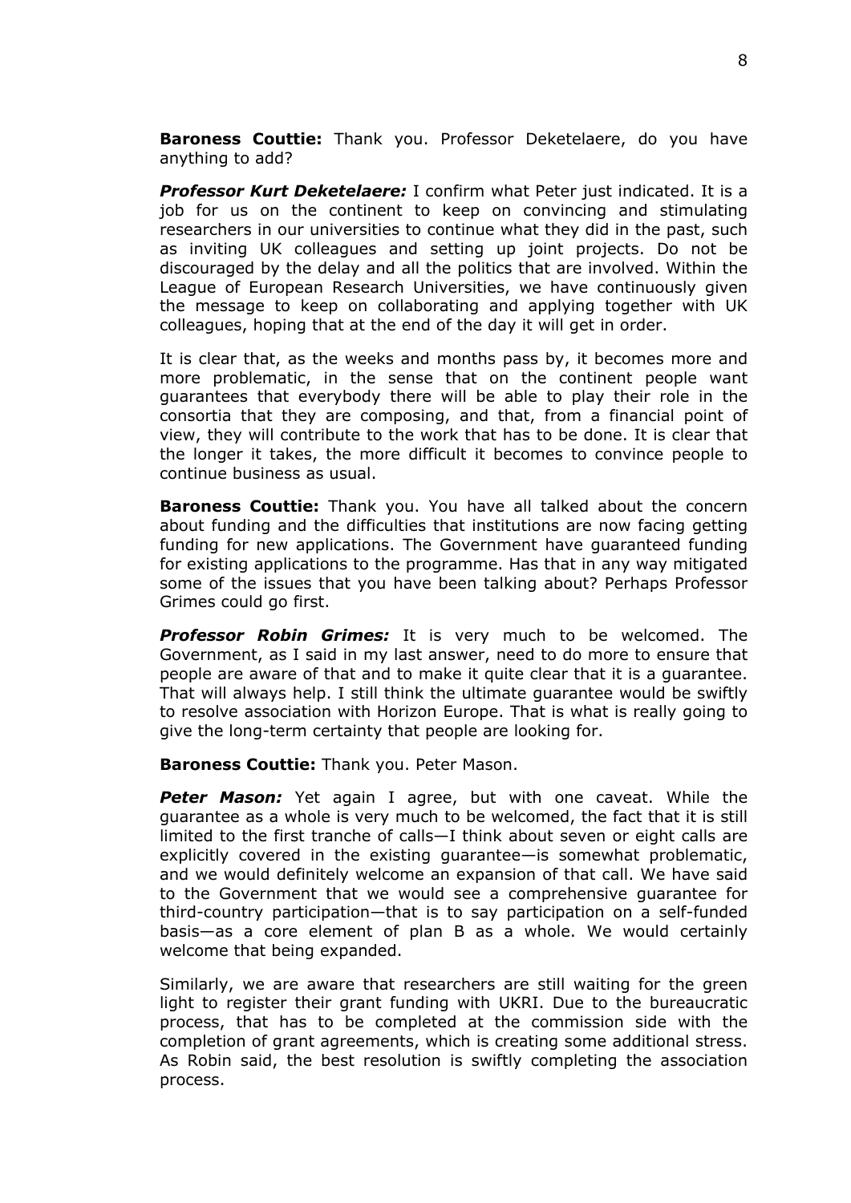**Baroness Couttie:** Thank you. Professor Deketelaere, do you have anything to add?

***Professor Kurt Deketelaere:*** I confirm what Peter just indicated. It is a job for us on the continent to keep on convincing and stimulating researchers in our universities to continue what they did in the past, such as inviting UK colleagues and setting up joint projects. Do not be discouraged by the delay and all the politics that are involved. Within the League of European Research Universities, we have continuously given the message to keep on collaborating and applying together with UK colleagues, hoping that at the end of the day it will get in order.

It is clear that, as the weeks and months pass by, it becomes more and more problematic, in the sense that on the continent people want guarantees that everybody there will be able to play their role in the consortia that they are composing, and that, from a financial point of view, they will contribute to the work that has to be done. It is clear that the longer it takes, the more difficult it becomes to convince people to continue business as usual.

**Baroness Couttie:** Thank you. You have all talked about the concern about funding and the difficulties that institutions are now facing getting funding for new applications. The Government have guaranteed funding for existing applications to the programme. Has that in any way mitigated some of the issues that you have been talking about? Perhaps Professor Grimes could go first.

***Professor Robin Grimes:*** It is very much to be welcomed. The Government, as I said in my last answer, need to do more to ensure that people are aware of that and to make it quite clear that it is a guarantee. That will always help. I still think the ultimate guarantee would be swiftly to resolve association with Horizon Europe. That is what is really going to give the long-term certainty that people are looking for.

**Baroness Couttie:** Thank you. Peter Mason.

***Peter Mason:*** Yet again I agree, but with one caveat. While the guarantee as a whole is very much to be welcomed, the fact that it is still limited to the first tranche of calls—I think about seven or eight calls are explicitly covered in the existing guarantee—is somewhat problematic, and we would definitely welcome an expansion of that call. We have said to the Government that we would see a comprehensive guarantee for third-country participation—that is to say participation on a self-funded basis—as a core element of plan B as a whole. We would certainly welcome that being expanded.

Similarly, we are aware that researchers are still waiting for the green light to register their grant funding with UKRI. Due to the bureaucratic process, that has to be completed at the commission side with the completion of grant agreements, which is creating some additional stress. As Robin said, the best resolution is swiftly completing the association process.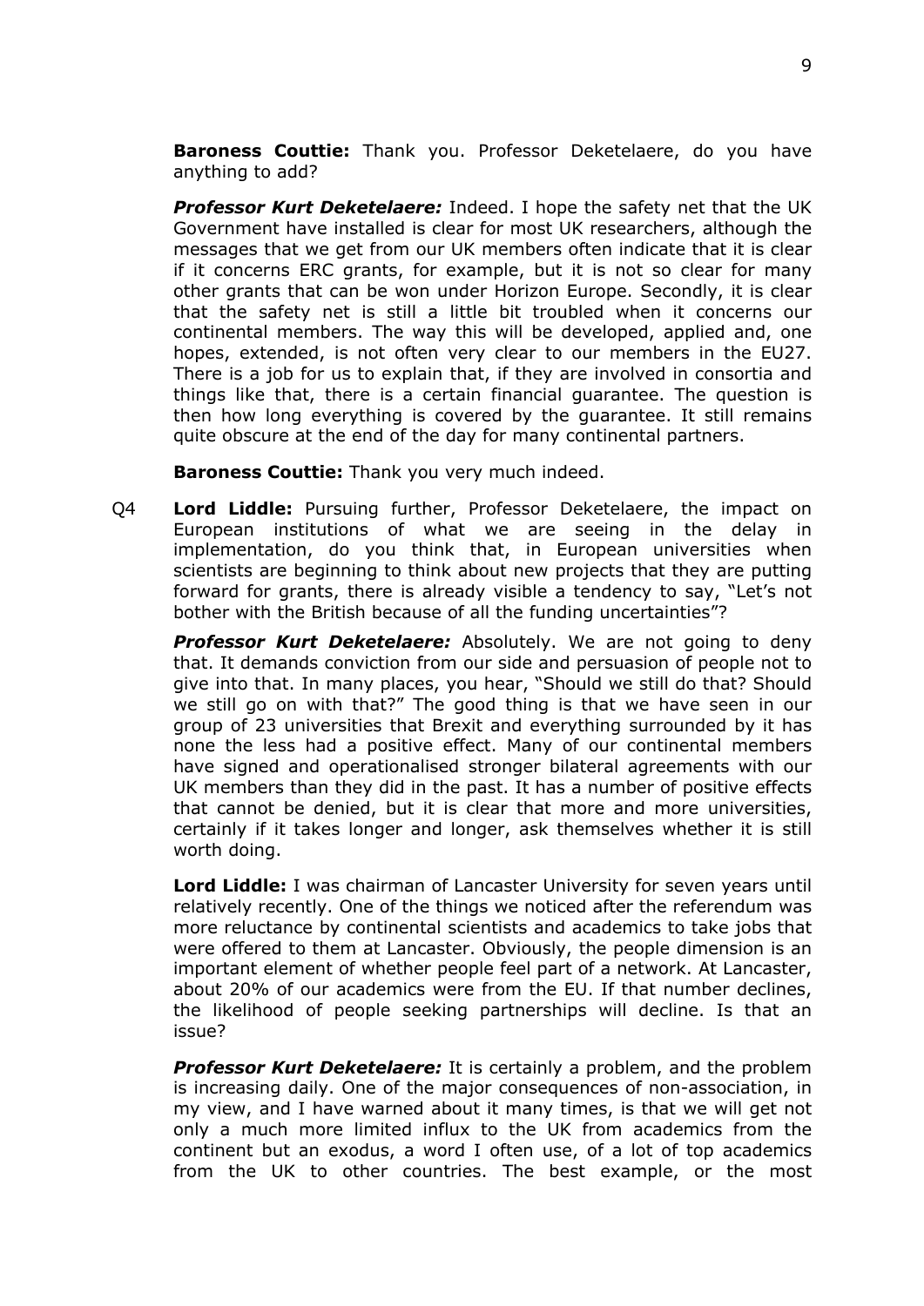**Baroness Couttie:** Thank you. Professor Deketelaere, do you have anything to add?

***Professor Kurt Deketelaere:*** Indeed. I hope the safety net that the UK Government have installed is clear for most UK researchers, although the messages that we get from our UK members often indicate that it is clear if it concerns ERC grants, for example, but it is not so clear for many other grants that can be won under Horizon Europe. Secondly, it is clear that the safety net is still a little bit troubled when it concerns our continental members. The way this will be developed, applied and, one hopes, extended, is not often very clear to our members in the EU27. There is a job for us to explain that, if they are involved in consortia and things like that, there is a certain financial guarantee. The question is then how long everything is covered by the guarantee. It still remains quite obscure at the end of the day for many continental partners.

**Baroness Couttie:** Thank you very much indeed.

Q4 **Lord Liddle:** Pursuing further, Professor Deketelaere, the impact on European institutions of what we are seeing in the delay in implementation, do you think that, in European universities when scientists are beginning to think about new projects that they are putting forward for grants, there is already visible a tendency to say, "Let's not bother with the British because of all the funding uncertainties"?

***Professor Kurt Deketelaere:*** Absolutely. We are not going to deny that. It demands conviction from our side and persuasion of people not to give into that. In many places, you hear, "Should we still do that? Should we still go on with that?" The good thing is that we have seen in our group of 23 universities that Brexit and everything surrounded by it has none the less had a positive effect. Many of our continental members have signed and operationalised stronger bilateral agreements with our UK members than they did in the past. It has a number of positive effects that cannot be denied, but it is clear that more and more universities, certainly if it takes longer and longer, ask themselves whether it is still worth doing.

**Lord Liddle:** I was chairman of Lancaster University for seven years until relatively recently. One of the things we noticed after the referendum was more reluctance by continental scientists and academics to take jobs that were offered to them at Lancaster. Obviously, the people dimension is an important element of whether people feel part of a network. At Lancaster, about 20% of our academics were from the EU. If that number declines, the likelihood of people seeking partnerships will decline. Is that an issue?

***Professor Kurt Deketelaere:*** It is certainly a problem, and the problem is increasing daily. One of the major consequences of non-association, in my view, and I have warned about it many times, is that we will get not only a much more limited influx to the UK from academics from the continent but an exodus, a word I often use, of a lot of top academics from the UK to other countries. The best example, or the most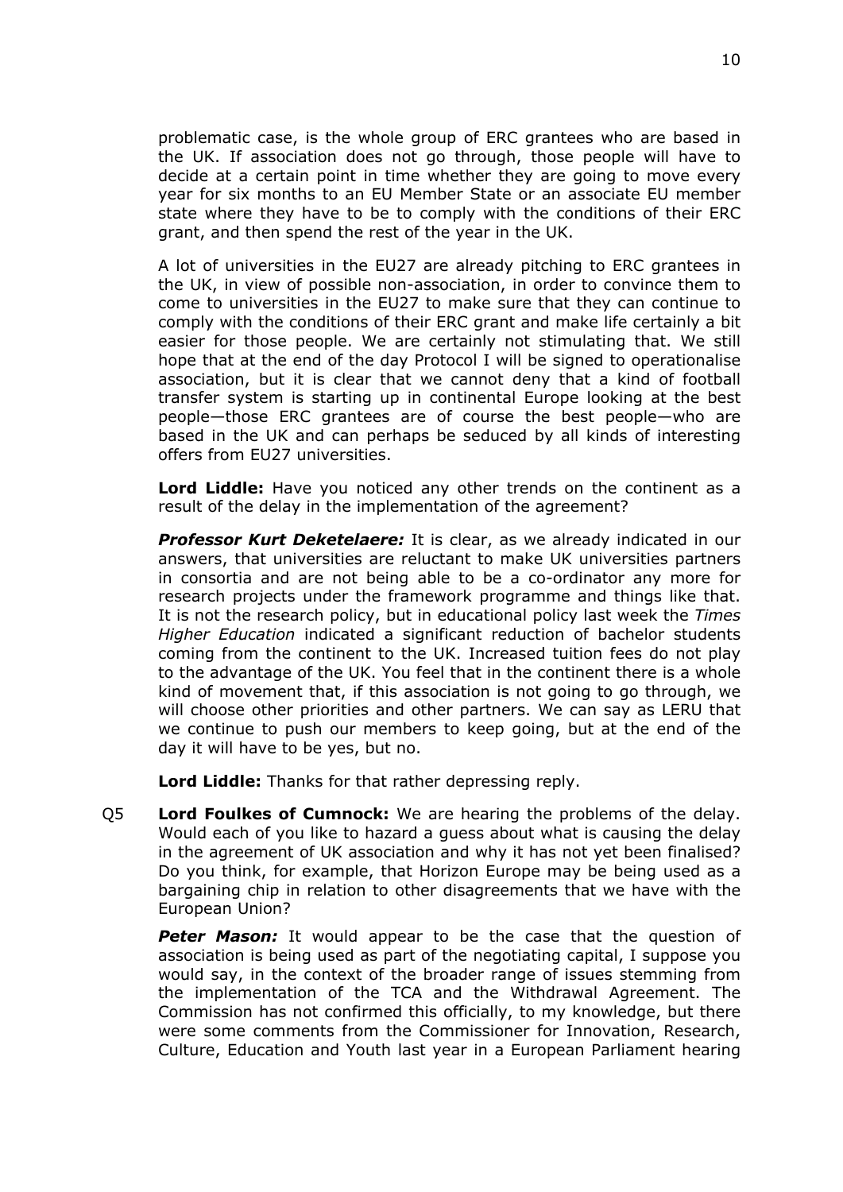problematic case, is the whole group of ERC grantees who are based in the UK. If association does not go through, those people will have to decide at a certain point in time whether they are going to move every year for six months to an EU Member State or an associate EU member state where they have to be to comply with the conditions of their ERC grant, and then spend the rest of the year in the UK.

A lot of universities in the EU27 are already pitching to ERC grantees in the UK, in view of possible non-association, in order to convince them to come to universities in the EU27 to make sure that they can continue to comply with the conditions of their ERC grant and make life certainly a bit easier for those people. We are certainly not stimulating that. We still hope that at the end of the day Protocol I will be signed to operationalise association, but it is clear that we cannot deny that a kind of football transfer system is starting up in continental Europe looking at the best people—those ERC grantees are of course the best people—who are based in the UK and can perhaps be seduced by all kinds of interesting offers from EU27 universities.

**Lord Liddle:** Have you noticed any other trends on the continent as a result of the delay in the implementation of the agreement?

***Professor Kurt Deketelaere:*** It is clear, as we already indicated in our answers, that universities are reluctant to make UK universities partners in consortia and are not being able to be a co-ordinator any more for research projects under the framework programme and things like that. It is not the research policy, but in educational policy last week the *Times Higher Education* indicated a significant reduction of bachelor students coming from the continent to the UK. Increased tuition fees do not play to the advantage of the UK. You feel that in the continent there is a whole kind of movement that, if this association is not going to go through, we will choose other priorities and other partners. We can say as LERU that we continue to push our members to keep going, but at the end of the day it will have to be yes, but no.

**Lord Liddle:** Thanks for that rather depressing reply.

Q5 **Lord Foulkes of Cumnock:** We are hearing the problems of the delay. Would each of you like to hazard a guess about what is causing the delay in the agreement of UK association and why it has not yet been finalised? Do you think, for example, that Horizon Europe may be being used as a bargaining chip in relation to other disagreements that we have with the European Union?

***Peter Mason:*** It would appear to be the case that the question of association is being used as part of the negotiating capital, I suppose you would say, in the context of the broader range of issues stemming from the implementation of the TCA and the Withdrawal Agreement. The Commission has not confirmed this officially, to my knowledge, but there were some comments from the Commissioner for Innovation, Research, Culture, Education and Youth last year in a European Parliament hearing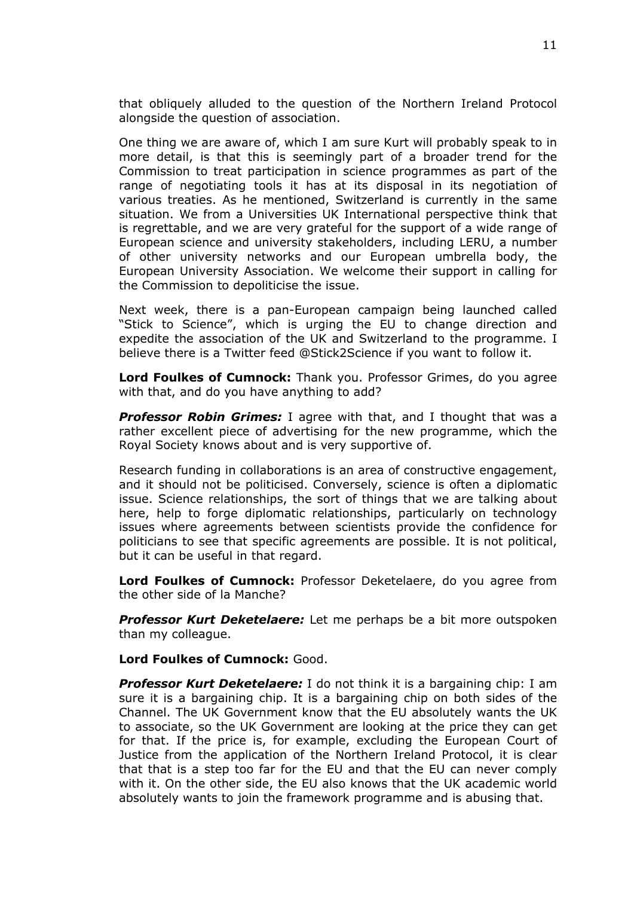that obliquely alluded to the question of the Northern Ireland Protocol alongside the question of association.

One thing we are aware of, which I am sure Kurt will probably speak to in more detail, is that this is seemingly part of a broader trend for the Commission to treat participation in science programmes as part of the range of negotiating tools it has at its disposal in its negotiation of various treaties. As he mentioned, Switzerland is currently in the same situation. We from a Universities UK International perspective think that is regrettable, and we are very grateful for the support of a wide range of European science and university stakeholders, including LERU, a number of other university networks and our European umbrella body, the European University Association. We welcome their support in calling for the Commission to depoliticise the issue.

Next week, there is a pan-European campaign being launched called "Stick to Science", which is urging the EU to change direction and expedite the association of the UK and Switzerland to the programme. I believe there is a Twitter feed @Stick2Science if you want to follow it.

**Lord Foulkes of Cumnock:** Thank you. Professor Grimes, do you agree with that, and do you have anything to add?

***Professor Robin Grimes:*** I agree with that, and I thought that was a rather excellent piece of advertising for the new programme, which the Royal Society knows about and is very supportive of.

Research funding in collaborations is an area of constructive engagement, and it should not be politicised. Conversely, science is often a diplomatic issue. Science relationships, the sort of things that we are talking about here, help to forge diplomatic relationships, particularly on technology issues where agreements between scientists provide the confidence for politicians to see that specific agreements are possible. It is not political, but it can be useful in that regard.

**Lord Foulkes of Cumnock:** Professor Deketelaere, do you agree from the other side of la Manche?

***Professor Kurt Deketelaere:*** Let me perhaps be a bit more outspoken than my colleague.

**Lord Foulkes of Cumnock:** Good.

***Professor Kurt Deketelaere:*** I do not think it is a bargaining chip: I am sure it is a bargaining chip. It is a bargaining chip on both sides of the Channel. The UK Government know that the EU absolutely wants the UK to associate, so the UK Government are looking at the price they can get for that. If the price is, for example, excluding the European Court of Justice from the application of the Northern Ireland Protocol, it is clear that that is a step too far for the EU and that the EU can never comply with it. On the other side, the EU also knows that the UK academic world absolutely wants to join the framework programme and is abusing that.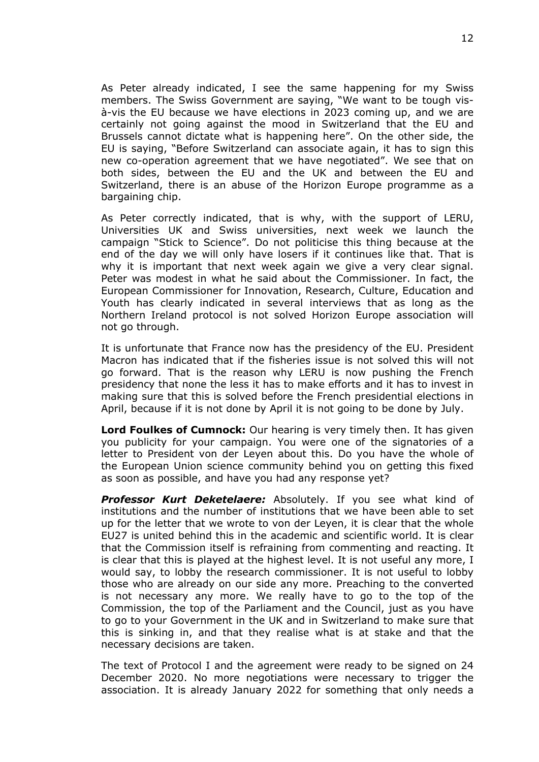As Peter already indicated, I see the same happening for my Swiss members. The Swiss Government are saying, "We want to be tough vis-à-vis the EU because we have elections in 2023 coming up, and we are certainly not going against the mood in Switzerland that the EU and Brussels cannot dictate what is happening here". On the other side, the EU is saying, "Before Switzerland can associate again, it has to sign this new co-operation agreement that we have negotiated". We see that on both sides, between the EU and the UK and between the EU and Switzerland, there is an abuse of the Horizon Europe programme as a bargaining chip.

As Peter correctly indicated, that is why, with the support of LERU, Universities UK and Swiss universities, next week we launch the campaign "Stick to Science". Do not politicise this thing because at the end of the day we will only have losers if it continues like that. That is why it is important that next week again we give a very clear signal. Peter was modest in what he said about the Commissioner. In fact, the European Commissioner for Innovation, Research, Culture, Education and Youth has clearly indicated in several interviews that as long as the Northern Ireland protocol is not solved Horizon Europe association will not go through.

It is unfortunate that France now has the presidency of the EU. President Macron has indicated that if the fisheries issue is not solved this will not go forward. That is the reason why LERU is now pushing the French presidency that none the less it has to make efforts and it has to invest in making sure that this is solved before the French presidential elections in April, because if it is not done by April it is not going to be done by July.

**Lord Foulkes of Cumnock:** Our hearing is very timely then. It has given you publicity for your campaign. You were one of the signatories of a letter to President von der Leyen about this. Do you have the whole of the European Union science community behind you on getting this fixed as soon as possible, and have you had any response yet?

***Professor Kurt Deketelaere:*** Absolutely. If you see what kind of institutions and the number of institutions that we have been able to set up for the letter that we wrote to von der Leyen, it is clear that the whole EU27 is united behind this in the academic and scientific world. It is clear that the Commission itself is refraining from commenting and reacting. It is clear that this is played at the highest level. It is not useful any more, I would say, to lobby the research commissioner. It is not useful to lobby those who are already on our side any more. Preaching to the converted is not necessary any more. We really have to go to the top of the Commission, the top of the Parliament and the Council, just as you have to go to your Government in the UK and in Switzerland to make sure that this is sinking in, and that they realise what is at stake and that the necessary decisions are taken.

The text of Protocol I and the agreement were ready to be signed on 24 December 2020. No more negotiations were necessary to trigger the association. It is already January 2022 for something that only needs a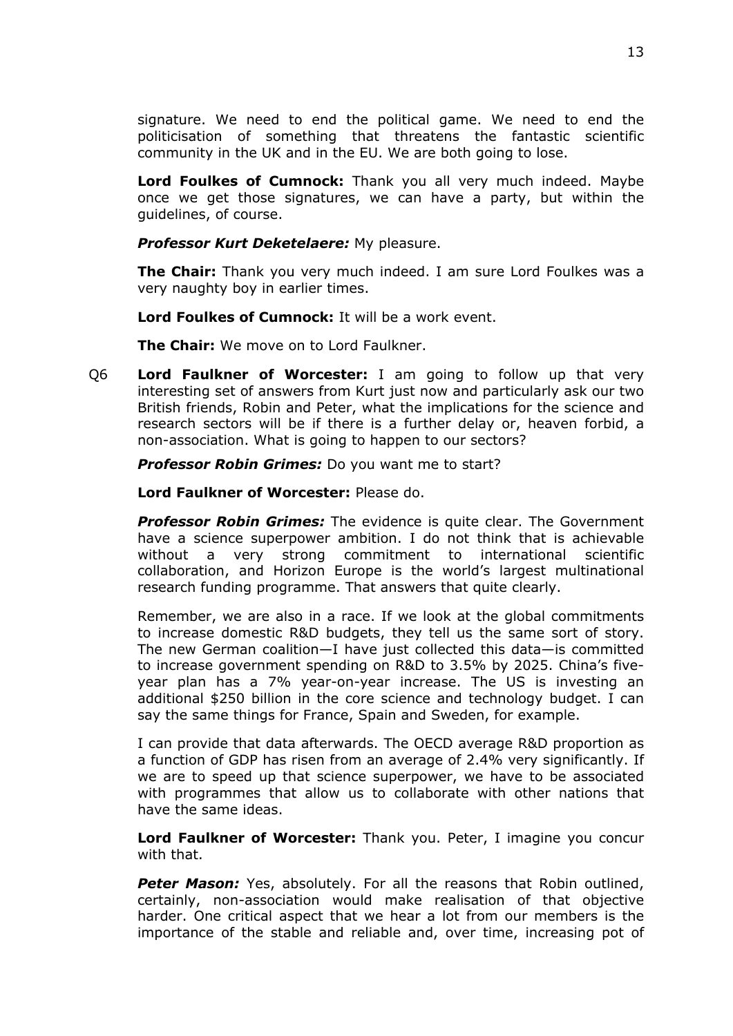signature. We need to end the political game. We need to end the politicisation of something that threatens the fantastic scientific community in the UK and in the EU. We are both going to lose.

**Lord Foulkes of Cumnock:** Thank you all very much indeed. Maybe once we get those signatures, we can have a party, but within the guidelines, of course.

***Professor Kurt Deketelaere:*** My pleasure.

**The Chair:** Thank you very much indeed. I am sure Lord Foulkes was a very naughty boy in earlier times.

**Lord Foulkes of Cumnock:** It will be a work event.

**The Chair:** We move on to Lord Faulkner.

Q6 **Lord Faulkner of Worcester:** I am going to follow up that very interesting set of answers from Kurt just now and particularly ask our two British friends, Robin and Peter, what the implications for the science and research sectors will be if there is a further delay or, heaven forbid, a non-association. What is going to happen to our sectors?

***Professor Robin Grimes:*** Do you want me to start?

**Lord Faulkner of Worcester:** Please do.

***Professor Robin Grimes:*** The evidence is quite clear. The Government have a science superpower ambition. I do not think that is achievable without a very strong commitment to international scientific collaboration, and Horizon Europe is the world's largest multinational research funding programme. That answers that quite clearly.

Remember, we are also in a race. If we look at the global commitments to increase domestic R&D budgets, they tell us the same sort of story. The new German coalition—I have just collected this data—is committed to increase government spending on R&D to 3.5% by 2025. China's five-year plan has a 7% year-on-year increase. The US is investing an additional $250 billion in the core science and technology budget. I can say the same things for France, Spain and Sweden, for example.

I can provide that data afterwards. The OECD average R&D proportion as a function of GDP has risen from an average of 2.4% very significantly. If we are to speed up that science superpower, we have to be associated with programmes that allow us to collaborate with other nations that have the same ideas.

**Lord Faulkner of Worcester:** Thank you. Peter, I imagine you concur with that.

***Peter Mason:*** Yes, absolutely. For all the reasons that Robin outlined, certainly, non-association would make realisation of that objective harder. One critical aspect that we hear a lot from our members is the importance of the stable and reliable and, over time, increasing pot of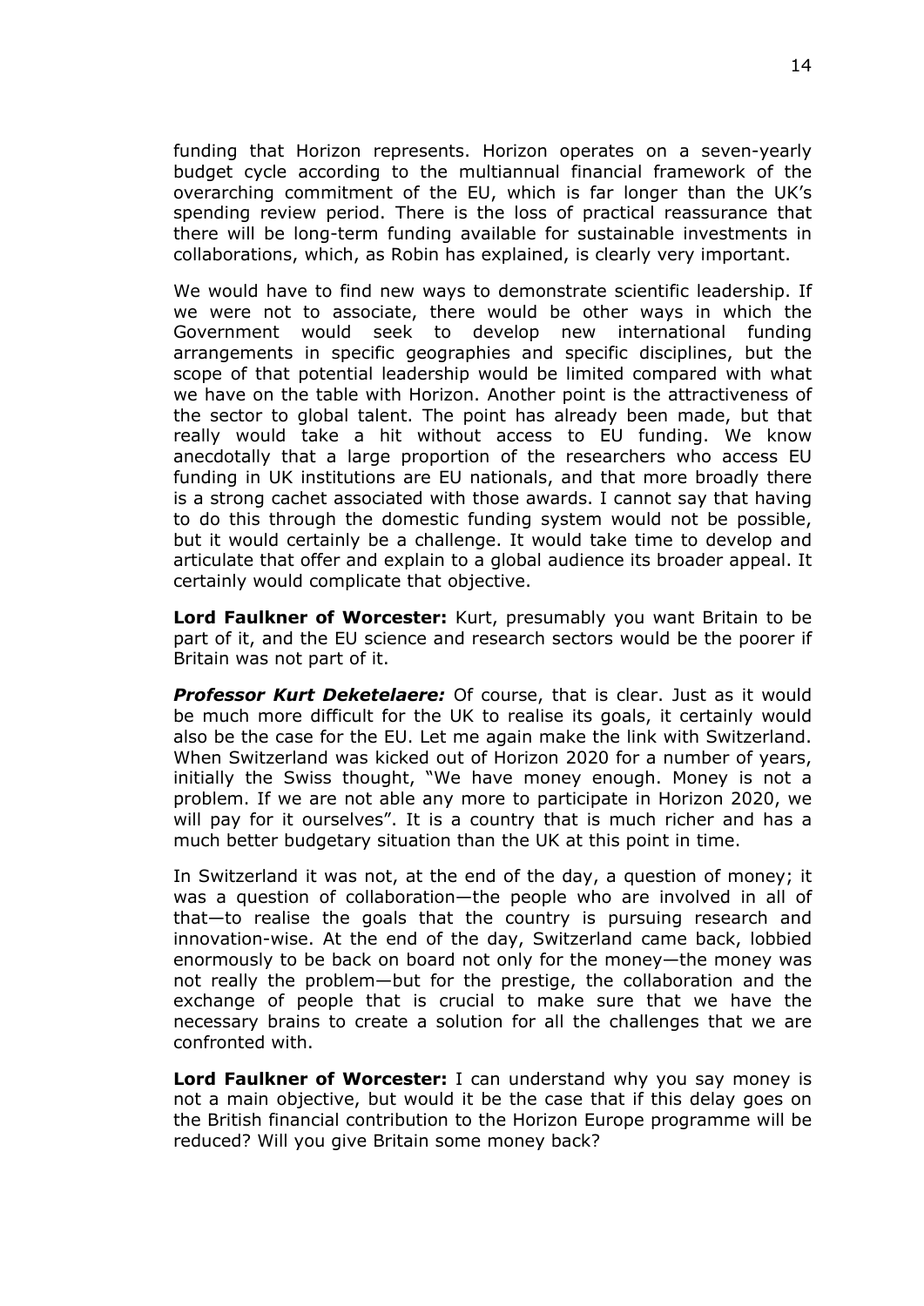funding that Horizon represents. Horizon operates on a seven-yearly budget cycle according to the multiannual financial framework of the overarching commitment of the EU, which is far longer than the UK's spending review period. There is the loss of practical reassurance that there will be long-term funding available for sustainable investments in collaborations, which, as Robin has explained, is clearly very important.

We would have to find new ways to demonstrate scientific leadership. If we were not to associate, there would be other ways in which the Government would seek to develop new international funding arrangements in specific geographies and specific disciplines, but the scope of that potential leadership would be limited compared with what we have on the table with Horizon. Another point is the attractiveness of the sector to global talent. The point has already been made, but that really would take a hit without access to EU funding. We know anecdotally that a large proportion of the researchers who access EU funding in UK institutions are EU nationals, and that more broadly there is a strong cachet associated with those awards. I cannot say that having to do this through the domestic funding system would not be possible, but it would certainly be a challenge. It would take time to develop and articulate that offer and explain to a global audience its broader appeal. It certainly would complicate that objective.

**Lord Faulkner of Worcester:** Kurt, presumably you want Britain to be part of it, and the EU science and research sectors would be the poorer if Britain was not part of it.

***Professor Kurt Deketelaere:*** Of course, that is clear. Just as it would be much more difficult for the UK to realise its goals, it certainly would also be the case for the EU. Let me again make the link with Switzerland. When Switzerland was kicked out of Horizon 2020 for a number of years, initially the Swiss thought, "We have money enough. Money is not a problem. If we are not able any more to participate in Horizon 2020, we will pay for it ourselves". It is a country that is much richer and has a much better budgetary situation than the UK at this point in time.

In Switzerland it was not, at the end of the day, a question of money; it was a question of collaboration—the people who are involved in all of that—to realise the goals that the country is pursuing research and innovation-wise. At the end of the day, Switzerland came back, lobbied enormously to be back on board not only for the money—the money was not really the problem—but for the prestige, the collaboration and the exchange of people that is crucial to make sure that we have the necessary brains to create a solution for all the challenges that we are confronted with.

**Lord Faulkner of Worcester:** I can understand why you say money is not a main objective, but would it be the case that if this delay goes on the British financial contribution to the Horizon Europe programme will be reduced? Will you give Britain some money back?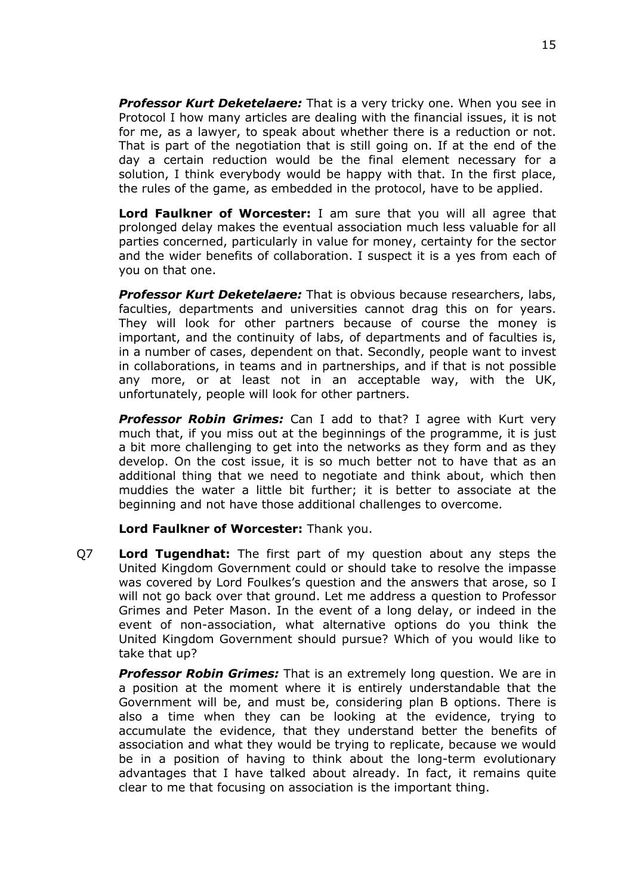***Professor Kurt Deketelaere:*** That is a very tricky one. When you see in Protocol I how many articles are dealing with the financial issues, it is not for me, as a lawyer, to speak about whether there is a reduction or not. That is part of the negotiation that is still going on. If at the end of the day a certain reduction would be the final element necessary for a solution, I think everybody would be happy with that. In the first place, the rules of the game, as embedded in the protocol, have to be applied.

**Lord Faulkner of Worcester:** I am sure that you will all agree that prolonged delay makes the eventual association much less valuable for all parties concerned, particularly in value for money, certainty for the sector and the wider benefits of collaboration. I suspect it is a yes from each of you on that one.

***Professor Kurt Deketelaere:*** That is obvious because researchers, labs, faculties, departments and universities cannot drag this on for years. They will look for other partners because of course the money is important, and the continuity of labs, of departments and of faculties is, in a number of cases, dependent on that. Secondly, people want to invest in collaborations, in teams and in partnerships, and if that is not possible any more, or at least not in an acceptable way, with the UK, unfortunately, people will look for other partners.

***Professor Robin Grimes:*** Can I add to that? I agree with Kurt very much that, if you miss out at the beginnings of the programme, it is just a bit more challenging to get into the networks as they form and as they develop. On the cost issue, it is so much better not to have that as an additional thing that we need to negotiate and think about, which then muddies the water a little bit further; it is better to associate at the beginning and not have those additional challenges to overcome.

**Lord Faulkner of Worcester:** Thank you.

Q7 **Lord Tugendhat:** The first part of my question about any steps the United Kingdom Government could or should take to resolve the impasse was covered by Lord Foulkes's question and the answers that arose, so I will not go back over that ground. Let me address a question to Professor Grimes and Peter Mason. In the event of a long delay, or indeed in the event of non-association, what alternative options do you think the United Kingdom Government should pursue? Which of you would like to take that up?

***Professor Robin Grimes:*** That is an extremely long question. We are in a position at the moment where it is entirely understandable that the Government will be, and must be, considering plan B options. There is also a time when they can be looking at the evidence, trying to accumulate the evidence, that they understand better the benefits of association and what they would be trying to replicate, because we would be in a position of having to think about the long-term evolutionary advantages that I have talked about already. In fact, it remains quite clear to me that focusing on association is the important thing.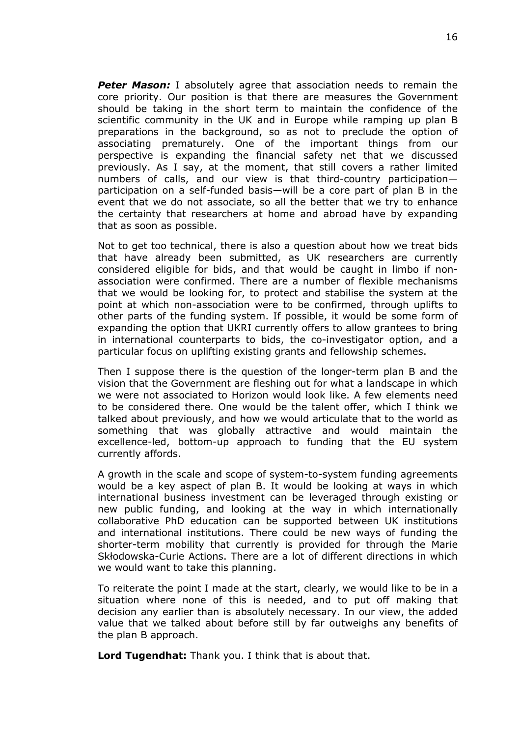***Peter Mason:*** I absolutely agree that association needs to remain the core priority. Our position is that there are measures the Government should be taking in the short term to maintain the confidence of the scientific community in the UK and in Europe while ramping up plan B preparations in the background, so as not to preclude the option of associating prematurely. One of the important things from our perspective is expanding the financial safety net that we discussed previously. As I say, at the moment, that still covers a rather limited numbers of calls, and our view is that third-country participation—participation on a self-funded basis—will be a core part of plan B in the event that we do not associate, so all the better that we try to enhance the certainty that researchers at home and abroad have by expanding that as soon as possible.

Not to get too technical, there is also a question about how we treat bids that have already been submitted, as UK researchers are currently considered eligible for bids, and that would be caught in limbo if non-association were confirmed. There are a number of flexible mechanisms that we would be looking for, to protect and stabilise the system at the point at which non-association were to be confirmed, through uplifts to other parts of the funding system. If possible, it would be some form of expanding the option that UKRI currently offers to allow grantees to bring in international counterparts to bids, the co-investigator option, and a particular focus on uplifting existing grants and fellowship schemes.

Then I suppose there is the question of the longer-term plan B and the vision that the Government are fleshing out for what a landscape in which we were not associated to Horizon would look like. A few elements need to be considered there. One would be the talent offer, which I think we talked about previously, and how we would articulate that to the world as something that was globally attractive and would maintain the excellence-led, bottom-up approach to funding that the EU system currently affords.

A growth in the scale and scope of system-to-system funding agreements would be a key aspect of plan B. It would be looking at ways in which international business investment can be leveraged through existing or new public funding, and looking at the way in which internationally collaborative PhD education can be supported between UK institutions and international institutions. There could be new ways of funding the shorter-term mobility that currently is provided for through the Marie Skłodowska-Curie Actions. There are a lot of different directions in which we would want to take this planning.

To reiterate the point I made at the start, clearly, we would like to be in a situation where none of this is needed, and to put off making that decision any earlier than is absolutely necessary. In our view, the added value that we talked about before still by far outweighs any benefits of the plan B approach.

**Lord Tugendhat:** Thank you. I think that is about that.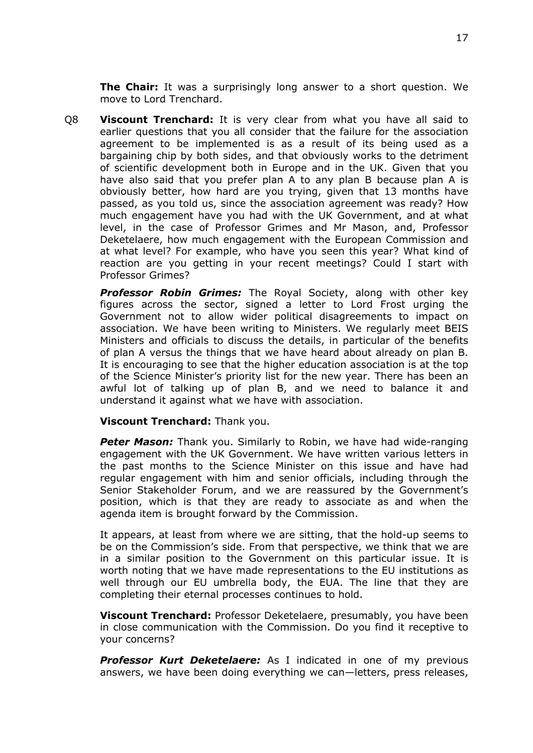**The Chair:** It was a surprisingly long answer to a short question. We move to Lord Trenchard.

Q8 **Viscount Trenchard:** It is very clear from what you have all said to earlier questions that you all consider that the failure for the association agreement to be implemented is as a result of its being used as a bargaining chip by both sides, and that obviously works to the detriment of scientific development both in Europe and in the UK. Given that you have also said that you prefer plan A to any plan B because plan A is obviously better, how hard are you trying, given that 13 months have passed, as you told us, since the association agreement was ready? How much engagement have you had with the UK Government, and at what level, in the case of Professor Grimes and Mr Mason, and, Professor Deketelaere, how much engagement with the European Commission and at what level? For example, who have you seen this year? What kind of reaction are you getting in your recent meetings? Could I start with Professor Grimes?

***Professor Robin Grimes:*** The Royal Society, along with other key figures across the sector, signed a letter to Lord Frost urging the Government not to allow wider political disagreements to impact on association. We have been writing to Ministers. We regularly meet BEIS Ministers and officials to discuss the details, in particular of the benefits of plan A versus the things that we have heard about already on plan B. It is encouraging to see that the higher education association is at the top of the Science Minister's priority list for the new year. There has been an awful lot of talking up of plan B, and we need to balance it and understand it against what we have with association.

**Viscount Trenchard:** Thank you.

***Peter Mason:*** Thank you. Similarly to Robin, we have had wide-ranging engagement with the UK Government. We have written various letters in the past months to the Science Minister on this issue and have had regular engagement with him and senior officials, including through the Senior Stakeholder Forum, and we are reassured by the Government's position, which is that they are ready to associate as and when the agenda item is brought forward by the Commission.

It appears, at least from where we are sitting, that the hold-up seems to be on the Commission's side. From that perspective, we think that we are in a similar position to the Government on this particular issue. It is worth noting that we have made representations to the EU institutions as well through our EU umbrella body, the EUA. The line that they are completing their eternal processes continues to hold.

**Viscount Trenchard:** Professor Deketelaere, presumably, you have been in close communication with the Commission. Do you find it receptive to your concerns?

***Professor Kurt Deketelaere:*** As I indicated in one of my previous answers, we have been doing everything we can—letters, press releases,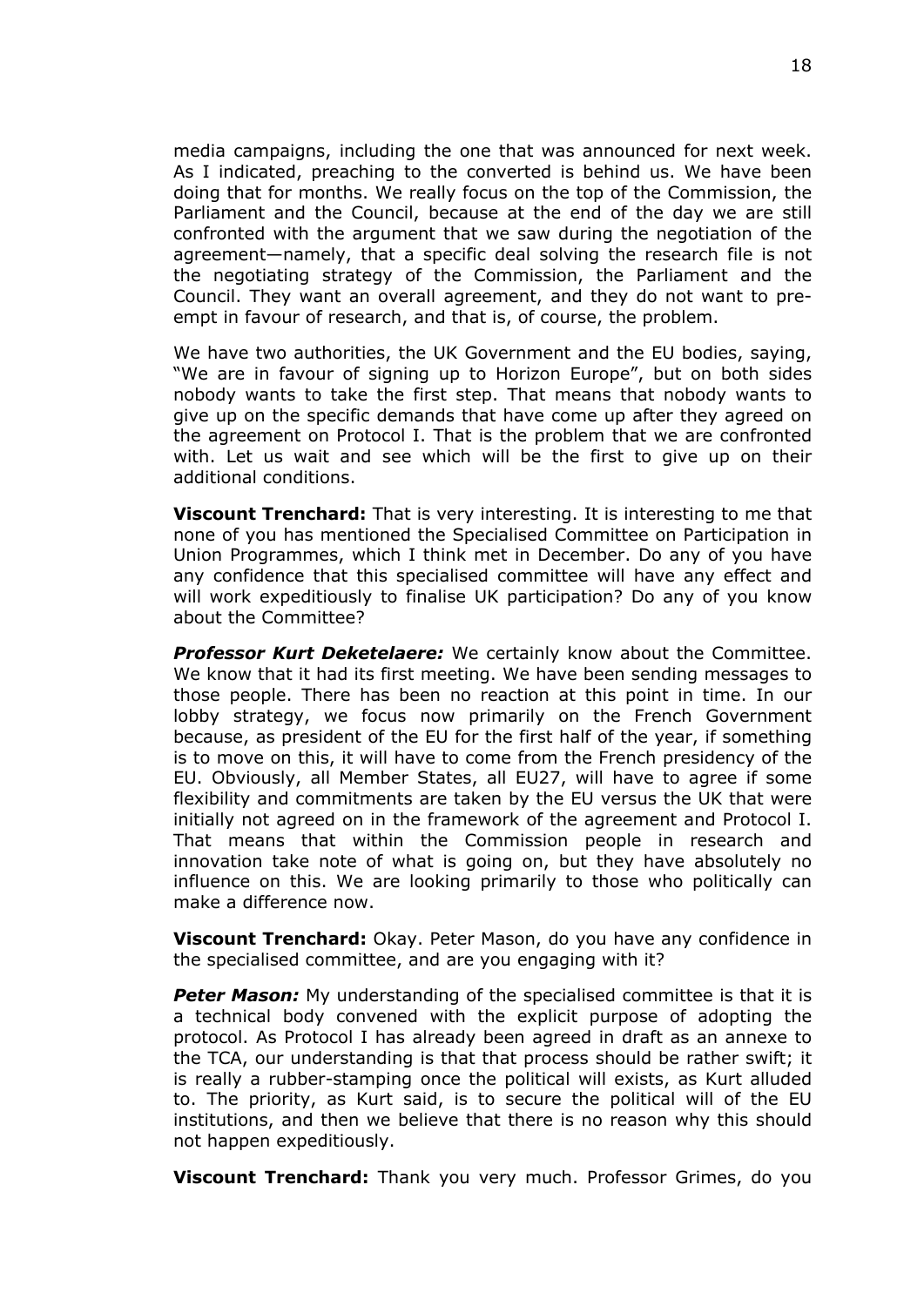media campaigns, including the one that was announced for next week. As I indicated, preaching to the converted is behind us. We have been doing that for months. We really focus on the top of the Commission, the Parliament and the Council, because at the end of the day we are still confronted with the argument that we saw during the negotiation of the agreement—namely, that a specific deal solving the research file is not the negotiating strategy of the Commission, the Parliament and the Council. They want an overall agreement, and they do not want to pre-empt in favour of research, and that is, of course, the problem.

We have two authorities, the UK Government and the EU bodies, saying, "We are in favour of signing up to Horizon Europe", but on both sides nobody wants to take the first step. That means that nobody wants to give up on the specific demands that have come up after they agreed on the agreement on Protocol I. That is the problem that we are confronted with. Let us wait and see which will be the first to give up on their additional conditions.

**Viscount Trenchard:** That is very interesting. It is interesting to me that none of you has mentioned the Specialised Committee on Participation in Union Programmes, which I think met in December. Do any of you have any confidence that this specialised committee will have any effect and will work expeditiously to finalise UK participation? Do any of you know about the Committee?

***Professor Kurt Deketelaere:*** We certainly know about the Committee. We know that it had its first meeting. We have been sending messages to those people. There has been no reaction at this point in time. In our lobby strategy, we focus now primarily on the French Government because, as president of the EU for the first half of the year, if something is to move on this, it will have to come from the French presidency of the EU. Obviously, all Member States, all EU27, will have to agree if some flexibility and commitments are taken by the EU versus the UK that were initially not agreed on in the framework of the agreement and Protocol I. That means that within the Commission people in research and innovation take note of what is going on, but they have absolutely no influence on this. We are looking primarily to those who politically can make a difference now.

**Viscount Trenchard:** Okay. Peter Mason, do you have any confidence in the specialised committee, and are you engaging with it?

***Peter Mason:*** My understanding of the specialised committee is that it is a technical body convened with the explicit purpose of adopting the protocol. As Protocol I has already been agreed in draft as an annexe to the TCA, our understanding is that that process should be rather swift; it is really a rubber-stamping once the political will exists, as Kurt alluded to. The priority, as Kurt said, is to secure the political will of the EU institutions, and then we believe that there is no reason why this should not happen expeditiously.

**Viscount Trenchard:** Thank you very much. Professor Grimes, do you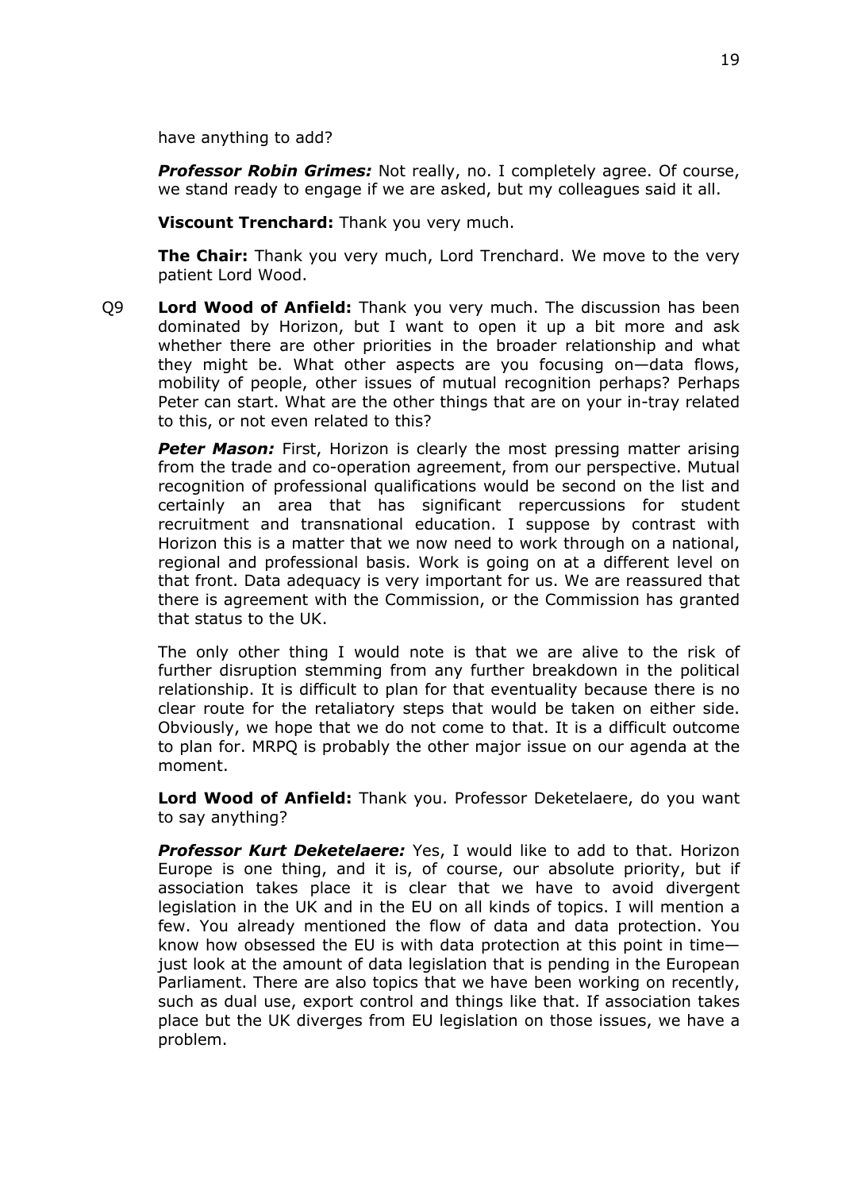have anything to add?

***Professor Robin Grimes:*** Not really, no. I completely agree. Of course, we stand ready to engage if we are asked, but my colleagues said it all.

**Viscount Trenchard:** Thank you very much.

**The Chair:** Thank you very much, Lord Trenchard. We move to the very patient Lord Wood.

Q9 **Lord Wood of Anfield:** Thank you very much. The discussion has been dominated by Horizon, but I want to open it up a bit more and ask whether there are other priorities in the broader relationship and what they might be. What other aspects are you focusing on—data flows, mobility of people, other issues of mutual recognition perhaps? Perhaps Peter can start. What are the other things that are on your in-tray related to this, or not even related to this?

***Peter Mason:*** First, Horizon is clearly the most pressing matter arising from the trade and co-operation agreement, from our perspective. Mutual recognition of professional qualifications would be second on the list and certainly an area that has significant repercussions for student recruitment and transnational education. I suppose by contrast with Horizon this is a matter that we now need to work through on a national, regional and professional basis. Work is going on at a different level on that front. Data adequacy is very important for us. We are reassured that there is agreement with the Commission, or the Commission has granted that status to the UK.

The only other thing I would note is that we are alive to the risk of further disruption stemming from any further breakdown in the political relationship. It is difficult to plan for that eventuality because there is no clear route for the retaliatory steps that would be taken on either side. Obviously, we hope that we do not come to that. It is a difficult outcome to plan for. MRPQ is probably the other major issue on our agenda at the moment.

**Lord Wood of Anfield:** Thank you. Professor Deketelaere, do you want to say anything?

***Professor Kurt Deketelaere:*** Yes, I would like to add to that. Horizon Europe is one thing, and it is, of course, our absolute priority, but if association takes place it is clear that we have to avoid divergent legislation in the UK and in the EU on all kinds of topics. I will mention a few. You already mentioned the flow of data and data protection. You know how obsessed the EU is with data protection at this point in time—just look at the amount of data legislation that is pending in the European Parliament. There are also topics that we have been working on recently, such as dual use, export control and things like that. If association takes place but the UK diverges from EU legislation on those issues, we have a problem.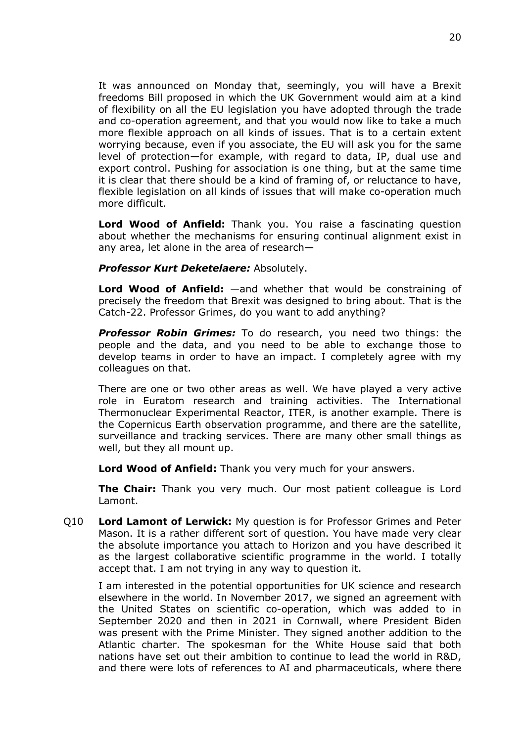It was announced on Monday that, seemingly, you will have a Brexit freedoms Bill proposed in which the UK Government would aim at a kind of flexibility on all the EU legislation you have adopted through the trade and co-operation agreement, and that you would now like to take a much more flexible approach on all kinds of issues. That is to a certain extent worrying because, even if you associate, the EU will ask you for the same level of protection—for example, with regard to data, IP, dual use and export control. Pushing for association is one thing, but at the same time it is clear that there should be a kind of framing of, or reluctance to have, flexible legislation on all kinds of issues that will make co-operation much more difficult.

**Lord Wood of Anfield:** Thank you. You raise a fascinating question about whether the mechanisms for ensuring continual alignment exist in any area, let alone in the area of research—

***Professor Kurt Deketelaere:*** Absolutely.

**Lord Wood of Anfield:** —and whether that would be constraining of precisely the freedom that Brexit was designed to bring about. That is the Catch-22. Professor Grimes, do you want to add anything?

***Professor Robin Grimes:*** To do research, you need two things: the people and the data, and you need to be able to exchange those to develop teams in order to have an impact. I completely agree with my colleagues on that.

There are one or two other areas as well. We have played a very active role in Euratom research and training activities. The International Thermonuclear Experimental Reactor, ITER, is another example. There is the Copernicus Earth observation programme, and there are the satellite, surveillance and tracking services. There are many other small things as well, but they all mount up.

**Lord Wood of Anfield:** Thank you very much for your answers.

**The Chair:** Thank you very much. Our most patient colleague is Lord Lamont.

Q10 **Lord Lamont of Lerwick:** My question is for Professor Grimes and Peter Mason. It is a rather different sort of question. You have made very clear the absolute importance you attach to Horizon and you have described it as the largest collaborative scientific programme in the world. I totally accept that. I am not trying in any way to question it.

I am interested in the potential opportunities for UK science and research elsewhere in the world. In November 2017, we signed an agreement with the United States on scientific co-operation, which was added to in September 2020 and then in 2021 in Cornwall, where President Biden was present with the Prime Minister. They signed another addition to the Atlantic charter. The spokesman for the White House said that both nations have set out their ambition to continue to lead the world in R&D, and there were lots of references to AI and pharmaceuticals, where there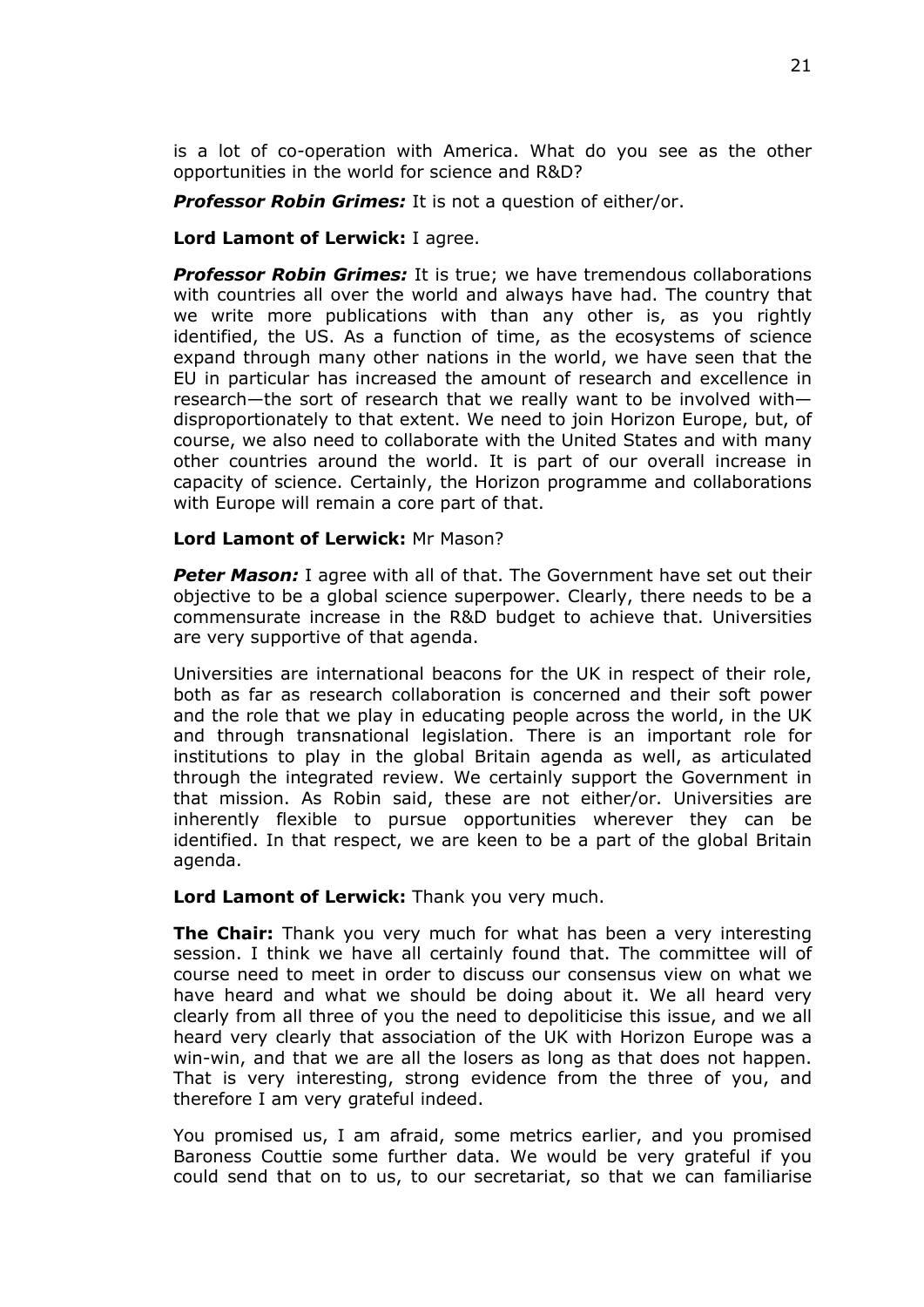is a lot of co-operation with America. What do you see as the other opportunities in the world for science and R&D?

***Professor Robin Grimes:*** It is not a question of either/or.

**Lord Lamont of Lerwick:** I agree.

***Professor Robin Grimes:*** It is true; we have tremendous collaborations with countries all over the world and always have had. The country that we write more publications with than any other is, as you rightly identified, the US. As a function of time, as the ecosystems of science expand through many other nations in the world, we have seen that the EU in particular has increased the amount of research and excellence in research—the sort of research that we really want to be involved with—disproportionately to that extent. We need to join Horizon Europe, but, of course, we also need to collaborate with the United States and with many other countries around the world. It is part of our overall increase in capacity of science. Certainly, the Horizon programme and collaborations with Europe will remain a core part of that.

**Lord Lamont of Lerwick:** Mr Mason?

***Peter Mason:*** I agree with all of that. The Government have set out their objective to be a global science superpower. Clearly, there needs to be a commensurate increase in the R&D budget to achieve that. Universities are very supportive of that agenda.

Universities are international beacons for the UK in respect of their role, both as far as research collaboration is concerned and their soft power and the role that we play in educating people across the world, in the UK and through transnational legislation. There is an important role for institutions to play in the global Britain agenda as well, as articulated through the integrated review. We certainly support the Government in that mission. As Robin said, these are not either/or. Universities are inherently flexible to pursue opportunities wherever they can be identified. In that respect, we are keen to be a part of the global Britain agenda.

**Lord Lamont of Lerwick:** Thank you very much.

**The Chair:** Thank you very much for what has been a very interesting session. I think we have all certainly found that. The committee will of course need to meet in order to discuss our consensus view on what we have heard and what we should be doing about it. We all heard very clearly from all three of you the need to depoliticise this issue, and we all heard very clearly that association of the UK with Horizon Europe was a win-win, and that we are all the losers as long as that does not happen. That is very interesting, strong evidence from the three of you, and therefore I am very grateful indeed.

You promised us, I am afraid, some metrics earlier, and you promised Baroness Couttie some further data. We would be very grateful if you could send that on to us, to our secretariat, so that we can familiarise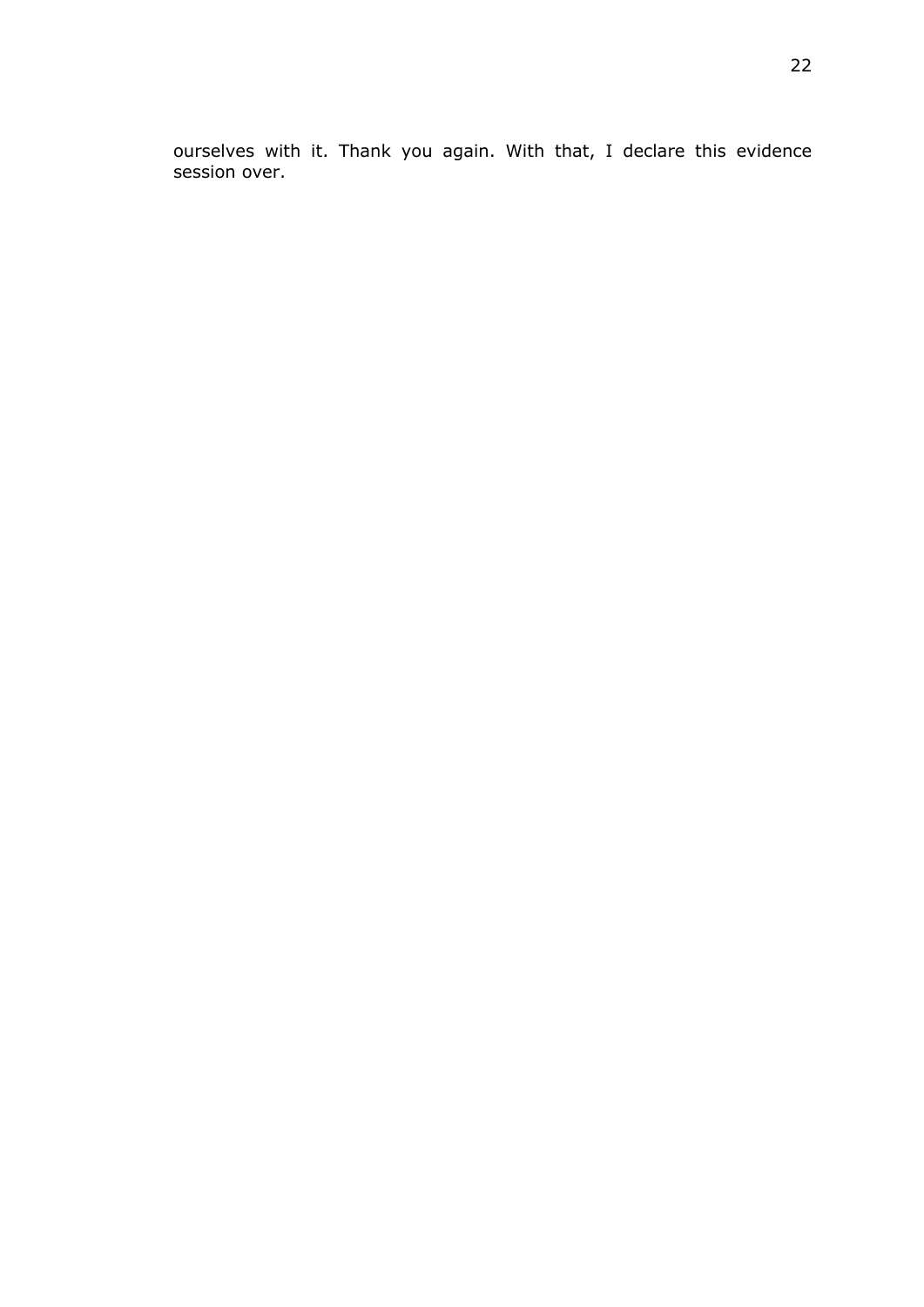ourselves with it. Thank you again. With that, I declare this evidence session over.